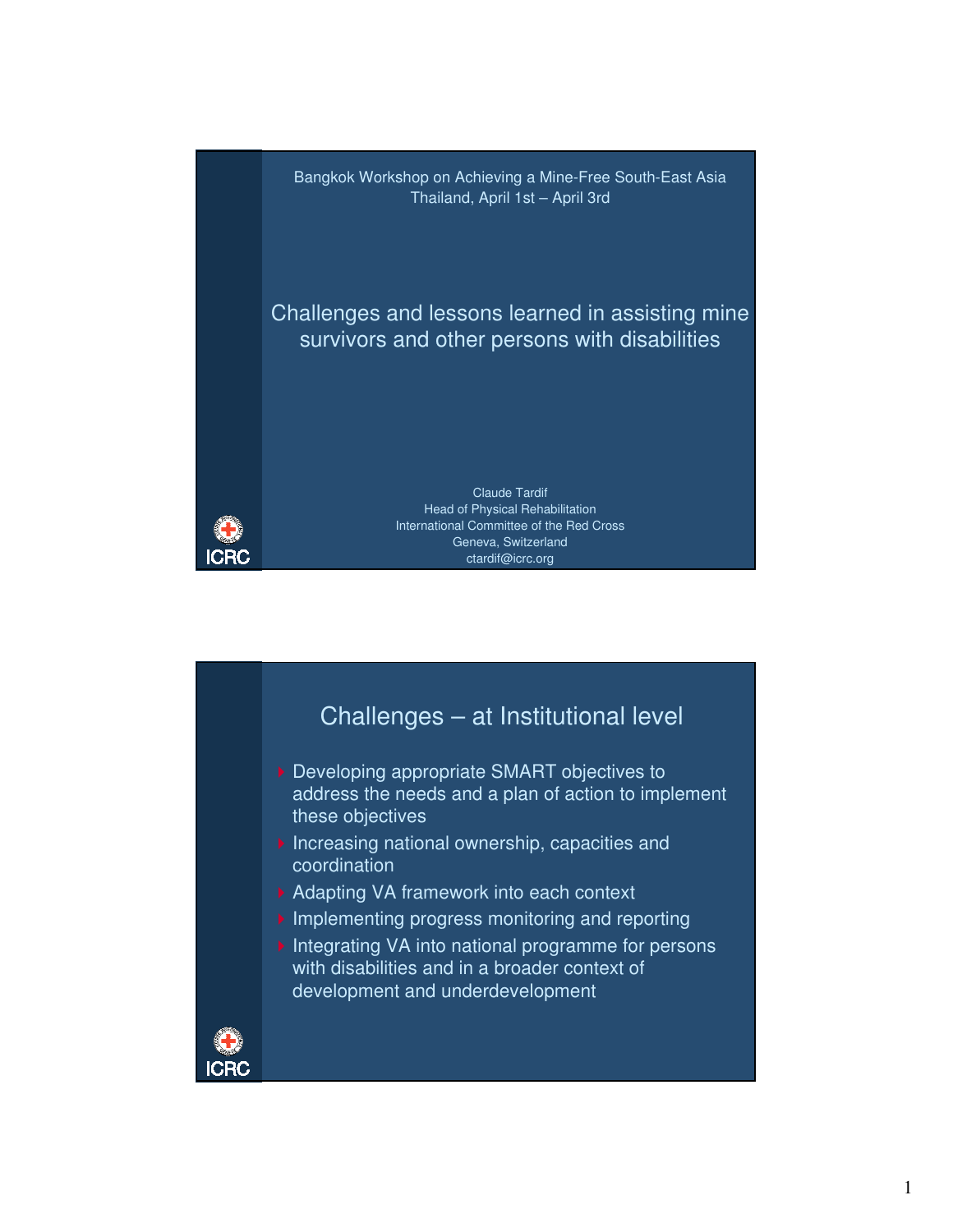Bangkok Workshop on Achieving a Mine-Free South-East Asia
Thailand, April 1st – April 3rd

# Challenges and lessons learned in assisting mine survivors and other persons with disabilities

Claude Tardif
Head of Physical Rehabilitation
International Committee of the Red Cross
Geneva, Switzerland
ctardif@icrc.org

ICRC

## Challenges – at Institutional level

- Developing appropriate SMART objectives to address the needs and a plan of action to implement these objectives
- Increasing national ownership, capacities and coordination
- Adapting VA framework into each context
- Implementing progress monitoring and reporting
- Integrating VA into national programme for persons with disabilities and in a broader context of development and underdevelopment

ICRC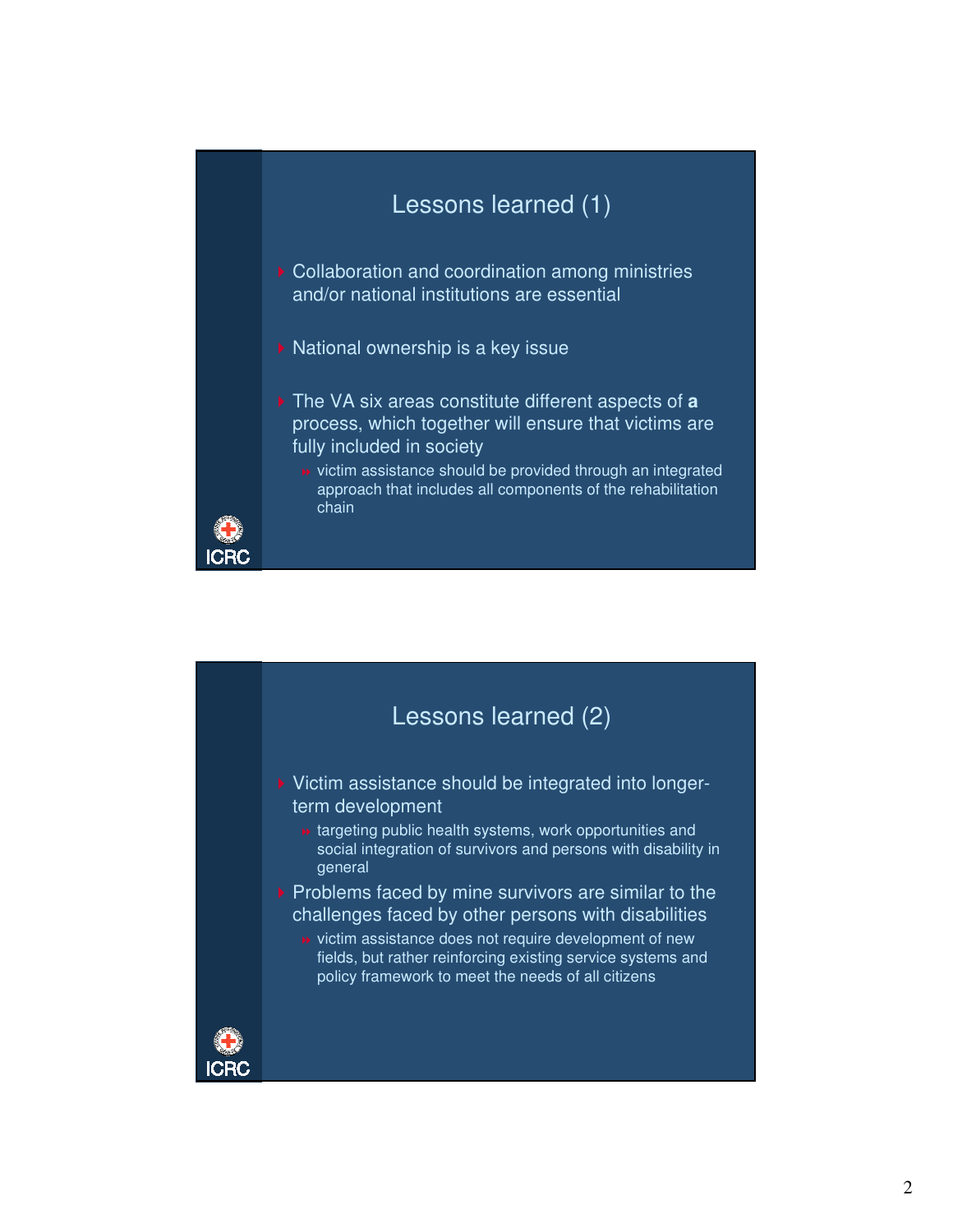## Lessons learned (1)

- Collaboration and coordination among ministries and/or national institutions are essential
- National ownership is a key issue
- The VA six areas constitute different aspects of **a** process, which together will ensure that victims are fully included in society
  - victim assistance should be provided through an integrated approach that includes all components of the rehabilitation chain

ICRC

## Lessons learned (2)

- Victim assistance should be integrated into longer-term development
  - targeting public health systems, work opportunities and social integration of survivors and persons with disability in general
- Problems faced by mine survivors are similar to the challenges faced by other persons with disabilities
  - victim assistance does not require development of new fields, but rather reinforcing existing service systems and policy framework to meet the needs of all citizens

ICRC